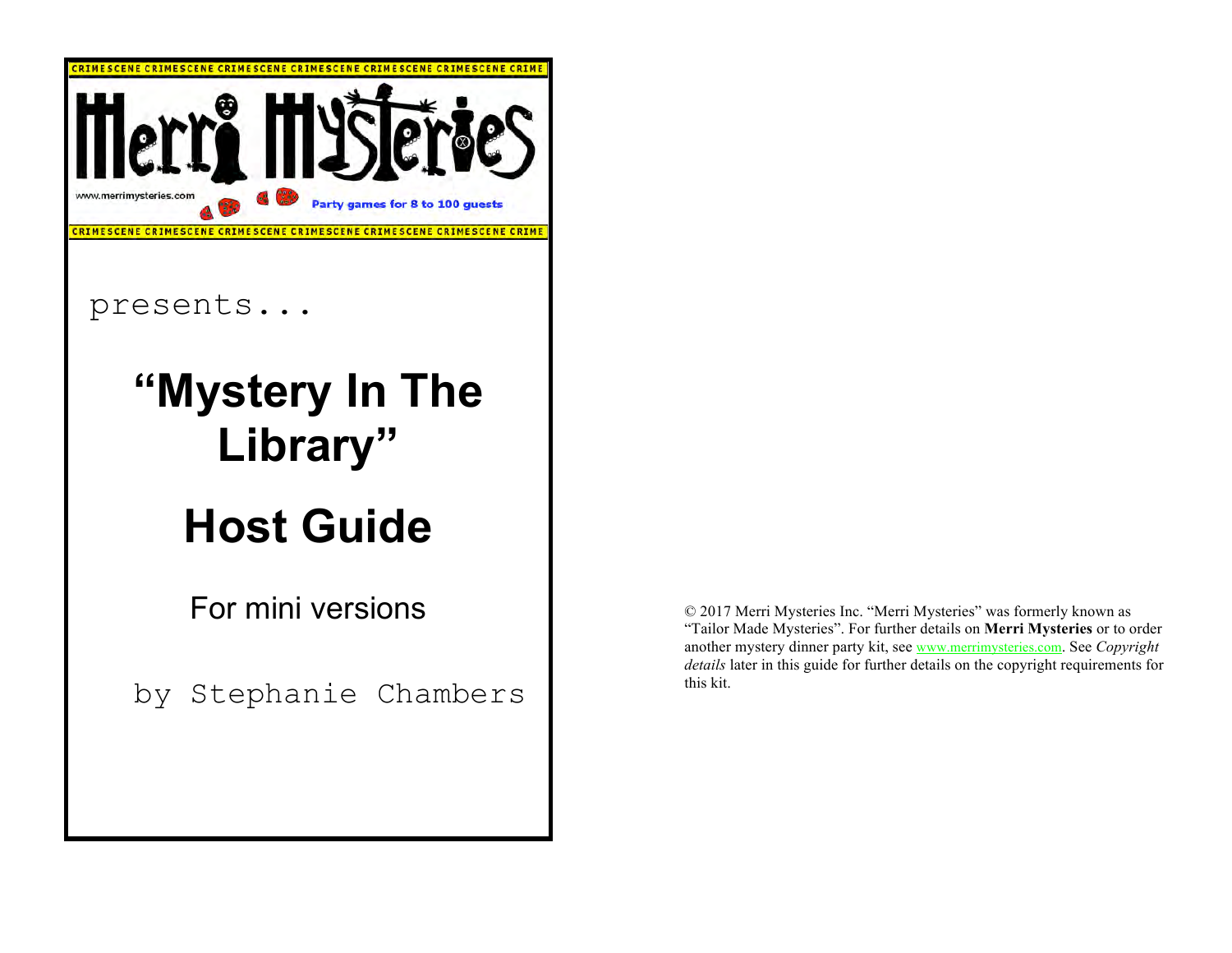CRIMESCENE CRIMESCENE CRIMESCENE CRIMESCENE CRIMESCENE CRIMESCENE CRIME

Merri Mysteries

www.merrimysteries.com

Party games for 8 to 100 guests

CRIMESCENE CRIMESCENE CRIMESCENE CRIMESCENE CRIMESCENE CRIMESCENE CRIME

presents...

# "Mystery In The Library"

# Host Guide

For mini versions

by Stephanie Chambers

© 2017 Merri Mysteries Inc. "Merri Mysteries" was formerly known as "Tailor Made Mysteries". For further details on **Merri Mysteries** or to order another mystery dinner party kit, see www.merrimysteries.com. See *Copyright details* later in this guide for further details on the copyright requirements for this kit.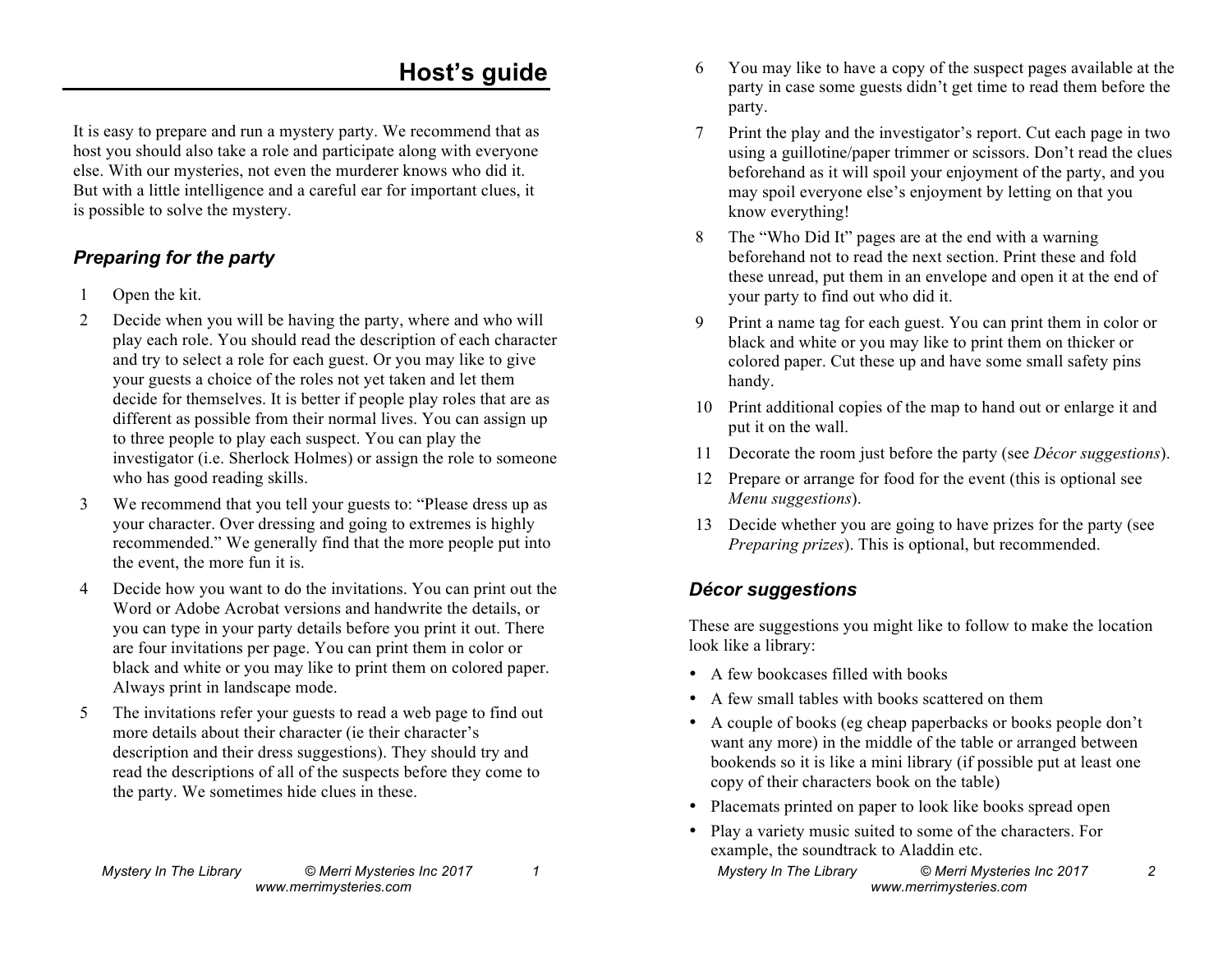# Host's guide

It is easy to prepare and run a mystery party. We recommend that as host you should also take a role and participate along with everyone else. With our mysteries, not even the murderer knows who did it. But with a little intelligence and a careful ear for important clues, it is possible to solve the mystery.

## Preparing for the party

1. Open the kit.
2. Decide when you will be having the party, where and who will play each role. You should read the description of each character and try to select a role for each guest. Or you may like to give your guests a choice of the roles not yet taken and let them decide for themselves. It is better if people play roles that are as different as possible from their normal lives. You can assign up to three people to play each suspect. You can play the investigator (i.e. Sherlock Holmes) or assign the role to someone who has good reading skills.
3. We recommend that you tell your guests to: "Please dress up as your character. Over dressing and going to extremes is highly recommended." We generally find that the more people put into the event, the more fun it is.
4. Decide how you want to do the invitations. You can print out the Word or Adobe Acrobat versions and handwrite the details, or you can type in your party details before you print it out. There are four invitations per page. You can print them in color or black and white or you may like to print them on colored paper. Always print in landscape mode.
5. The invitations refer your guests to read a web page to find out more details about their character (ie their character's description and their dress suggestions). They should try and read the descriptions of all of the suspects before they come to the party. We sometimes hide clues in these.
6. You may like to have a copy of the suspect pages available at the party in case some guests didn't get time to read them before the party.
7. Print the play and the investigator's report. Cut each page in two using a guillotine/paper trimmer or scissors. Don't read the clues beforehand as it will spoil your enjoyment of the party, and you may spoil everyone else's enjoyment by letting on that you know everything!
8. The "Who Did It" pages are at the end with a warning beforehand not to read the next section. Print these and fold these unread, put them in an envelope and open it at the end of your party to find out who did it.
9. Print a name tag for each guest. You can print them in color or black and white or you may like to print them on thicker or colored paper. Cut these up and have some small safety pins handy.
10. Print additional copies of the map to hand out or enlarge it and put it on the wall.
11. Decorate the room just before the party (see *Décor suggestions*).
12. Prepare or arrange for food for the event (this is optional see *Menu suggestions*).
13. Decide whether you are going to have prizes for the party (see *Preparing prizes*). This is optional, but recommended.

## Décor suggestions

These are suggestions you might like to follow to make the location look like a library:

- A few bookcases filled with books
- A few small tables with books scattered on them
- A couple of books (eg cheap paperbacks or books people don't want any more) in the middle of the table or arranged between bookends so it is like a mini library (if possible put at least one copy of their characters book on the table)
- Placemats printed on paper to look like books spread open
- Play a variety music suited to some of the characters. For example, the soundtrack to Aladdin etc.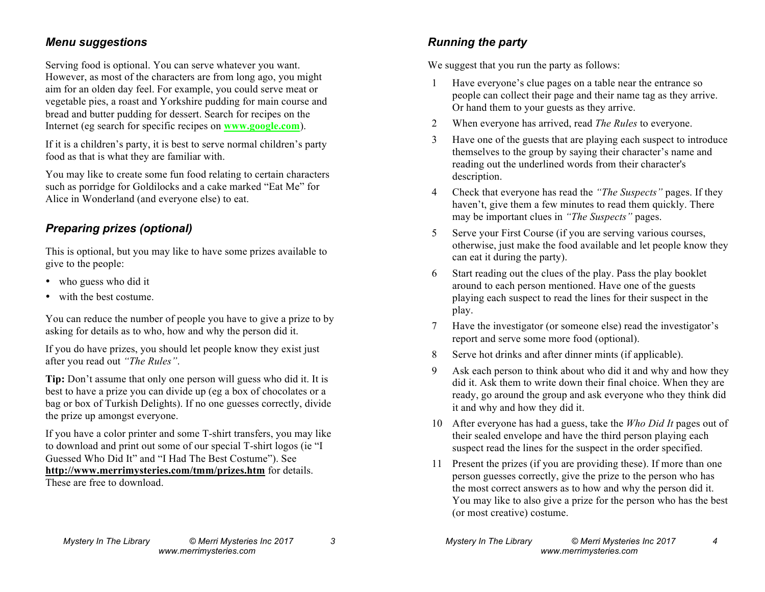### *Menu suggestions*

Serving food is optional. You can serve whatever you want. However, as most of the characters are from long ago, you might aim for an olden day feel. For example, you could serve meat or vegetable pies, a roast and Yorkshire pudding for main course and bread and butter pudding for dessert. Search for recipes on the Internet (eg search for specific recipes on **www.google.com**).

If it is a children's party, it is best to serve normal children's party food as that is what they are familiar with.

You may like to create some fun food relating to certain characters such as porridge for Goldilocks and a cake marked "Eat Me" for Alice in Wonderland (and everyone else) to eat.

### *Preparing prizes (optional)*

This is optional, but you may like to have some prizes available to give to the people:

- who guess who did it
- with the best costume.

You can reduce the number of people you have to give a prize to by asking for details as to who, how and why the person did it.

If you do have prizes, you should let people know they exist just after you read out *"The Rules"*.

**Tip:** Don't assume that only one person will guess who did it. It is best to have a prize you can divide up (eg a box of chocolates or a bag or box of Turkish Delights). If no one guesses correctly, divide the prize up amongst everyone.

If you have a color printer and some T-shirt transfers, you may like to download and print out some of our special T-shirt logos (ie "I Guessed Who Did It" and "I Had The Best Costume"). See **http://www.merrimysteries.com/tmm/prizes.htm** for details. These are free to download.

### *Running the party*

We suggest that you run the party as follows:

1. Have everyone's clue pages on a table near the entrance so people can collect their page and their name tag as they arrive. Or hand them to your guests as they arrive.
2. When everyone has arrived, read *The Rules* to everyone.
3. Have one of the guests that are playing each suspect to introduce themselves to the group by saying their character's name and reading out the underlined words from their character's description.
4. Check that everyone has read the *"The Suspects"* pages. If they haven't, give them a few minutes to read them quickly. There may be important clues in *"The Suspects"* pages.
5. Serve your First Course (if you are serving various courses, otherwise, just make the food available and let people know they can eat it during the party).
6. Start reading out the clues of the play. Pass the play booklet around to each person mentioned. Have one of the guests playing each suspect to read the lines for their suspect in the play.
7. Have the investigator (or someone else) read the investigator's report and serve some more food (optional).
8. Serve hot drinks and after dinner mints (if applicable).
9. Ask each person to think about who did it and why and how they did it. Ask them to write down their final choice. When they are ready, go around the group and ask everyone who they think did it and why and how they did it.
10. After everyone has had a guess, take the *Who Did It* pages out of their sealed envelope and have the third person playing each suspect read the lines for the suspect in the order specified.
11. Present the prizes (if you are providing these). If more than one person guesses correctly, give the prize to the person who has the most correct answers as to how and why the person did it. You may like to also give a prize for the person who has the best (or most creative) costume.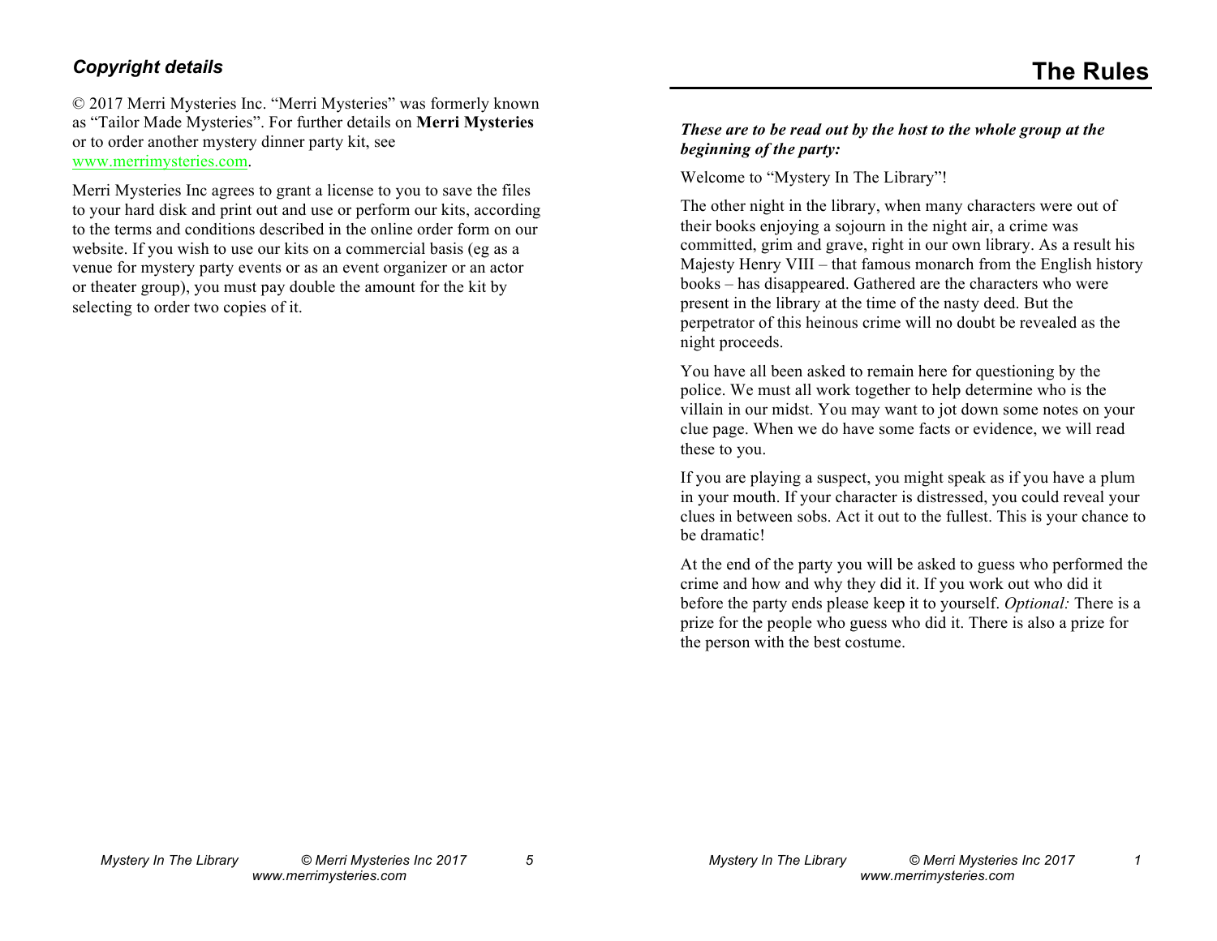### *Copyright details*

© 2017 Merri Mysteries Inc. "Merri Mysteries" was formerly known as "Tailor Made Mysteries". For further details on **Merri Mysteries** or to order another mystery dinner party kit, see www.merrimysteries.com.

Merri Mysteries Inc agrees to grant a license to you to save the files to your hard disk and print out and use or perform our kits, according to the terms and conditions described in the online order form on our website. If you wish to use our kits on a commercial basis (eg as a venue for mystery party events or as an event organizer or an actor or theater group), you must pay double the amount for the kit by selecting to order two copies of it.

# The Rules

***These are to be read out by the host to the whole group at the beginning of the party:***

Welcome to "Mystery In The Library"!

The other night in the library, when many characters were out of their books enjoying a sojourn in the night air, a crime was committed, grim and grave, right in our own library. As a result his Majesty Henry VIII – that famous monarch from the English history books – has disappeared. Gathered are the characters who were present in the library at the time of the nasty deed. But the perpetrator of this heinous crime will no doubt be revealed as the night proceeds.

You have all been asked to remain here for questioning by the police. We must all work together to help determine who is the villain in our midst. You may want to jot down some notes on your clue page. When we do have some facts or evidence, we will read these to you.

If you are playing a suspect, you might speak as if you have a plum in your mouth. If your character is distressed, you could reveal your clues in between sobs. Act it out to the fullest. This is your chance to be dramatic!

At the end of the party you will be asked to guess who performed the crime and how and why they did it. If you work out who did it before the party ends please keep it to yourself. *Optional:* There is a prize for the people who guess who did it. There is also a prize for the person with the best costume.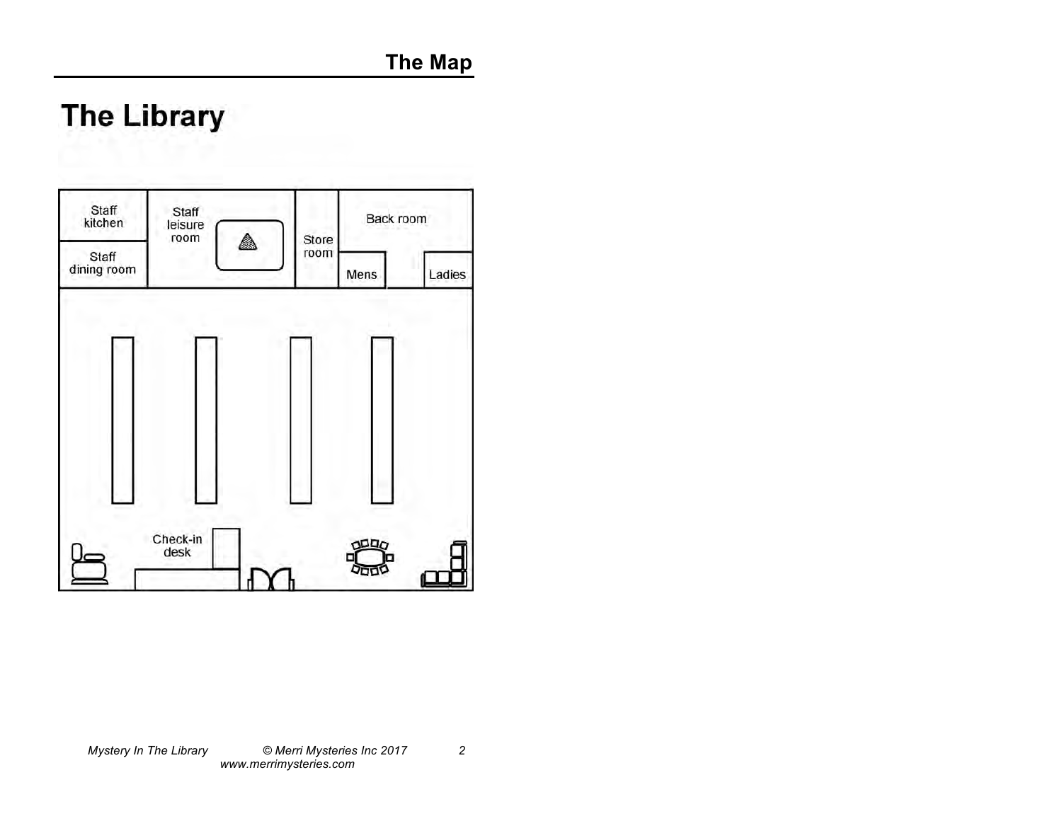# The Map

## The Library

Staff kitchen

Staff dining room

Staff leisure room

Store room

Back room

Mens

Ladies

Check-in desk